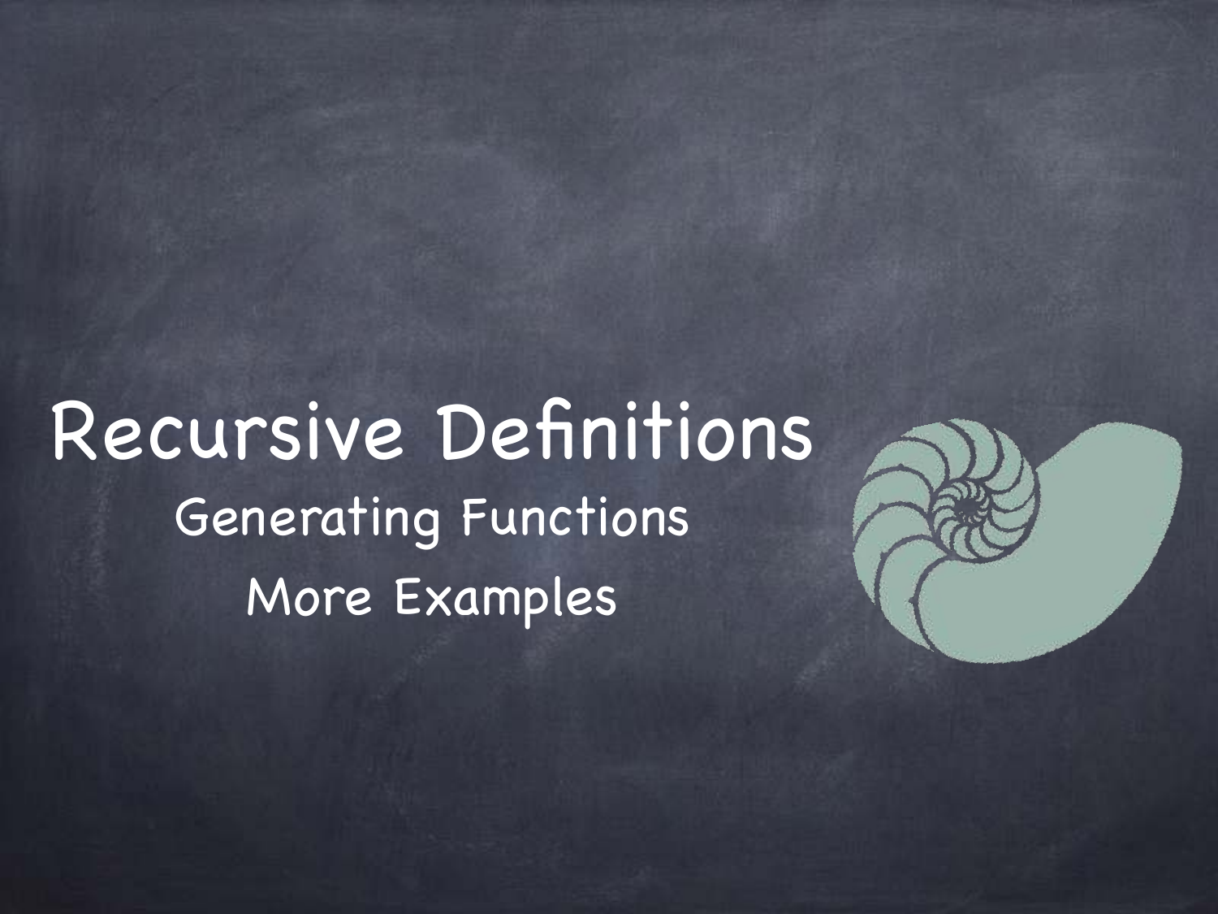# Recursive Definitions

## Generating Functions

## More Examples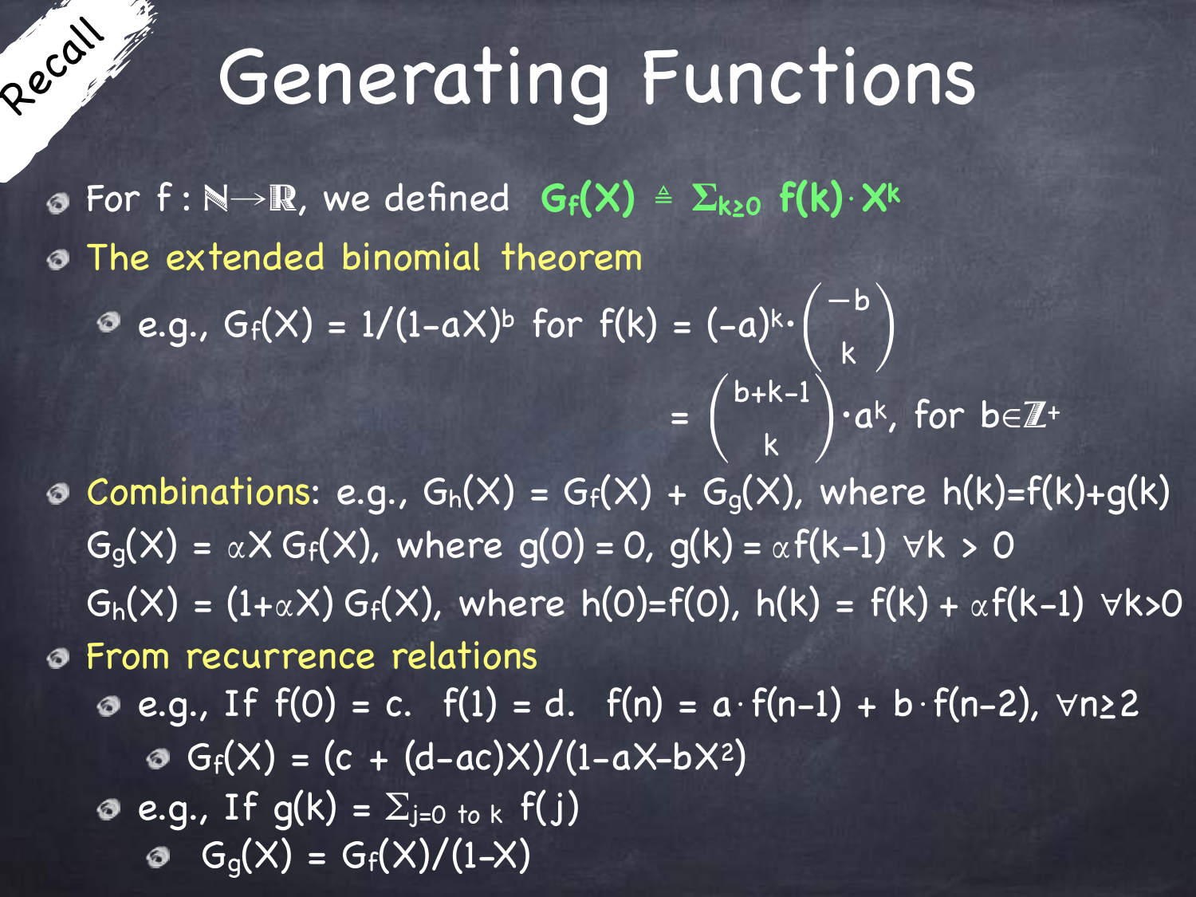Recall

# Generating Functions

- For $f : \mathbb{N} \to \mathbb{R}$, we defined $G_f(X) \triangleq \Sigma_{k\geq 0}\ f(k) \cdot X^k$
- The extended binomial theorem
  - e.g., $G_f(X) = 1/(1-aX)^b$ for $f(k) = (-a)^k \cdot \binom{-b}{k}$
    $= \binom{b+k-1}{k} \cdot a^k$, for $b \in \mathbb{Z}^+$
- Combinations: e.g., $G_h(X) = G_f(X) + G_g(X)$, where $h(k)=f(k)+g(k)$
  $G_g(X) = \alpha X\, G_f(X)$, where $g(0) = 0$, $g(k) = \alpha f(k-1)\ \forall k > 0$
  $G_h(X) = (1+\alpha X)\, G_f(X)$, where $h(0)=f(0)$, $h(k) = f(k) + \alpha f(k-1)\ \forall k>0$
- From recurrence relations
  - e.g., If $f(0) = c$. $f(1) = d$. $f(n) = a \cdot f(n-1) + b \cdot f(n-2)$, $\forall n \geq 2$
    - $G_f(X) = (c + (d-ac)X)/(1-aX-bX^2)$
  - e.g., If $g(k) = \Sigma_{j=0 \text{ to } k}\ f(j)$
    - $G_g(X) = G_f(X)/(1-X)$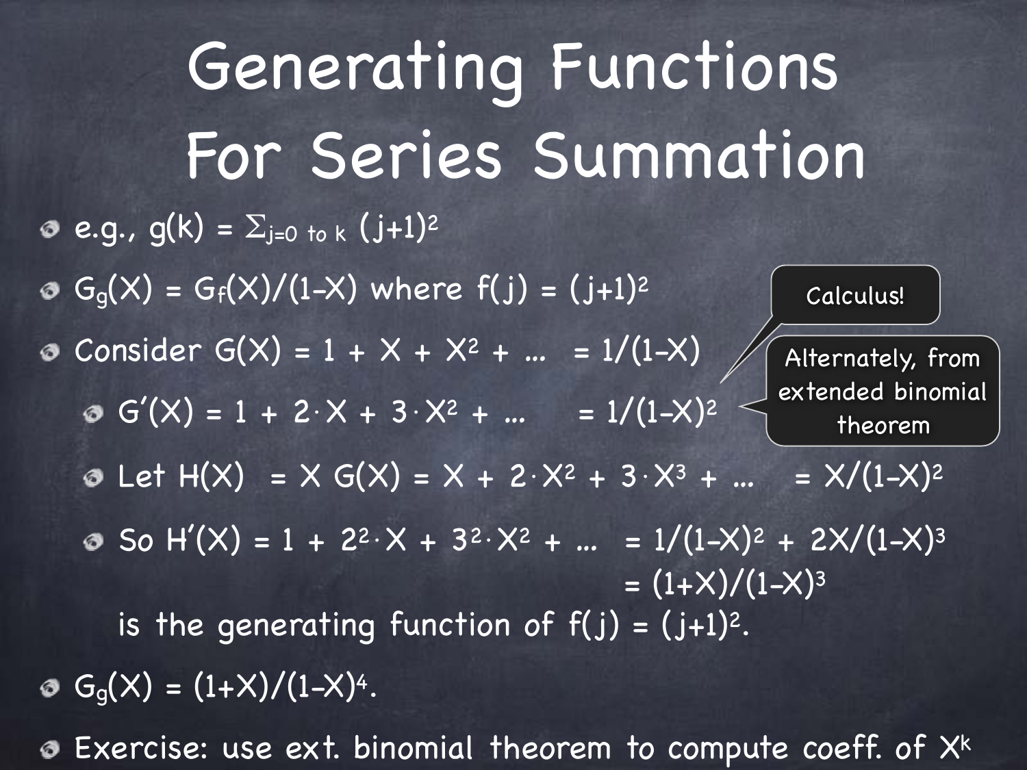# Generating Functions For Series Summation

- e.g., $g(k) = \Sigma_{j=0 \text{ to } k} (j+1)^2$
- $G_g(X) = G_f(X)/(1-X)$ where $f(j) = (j+1)^2$
- Consider $G(X) = 1 + X + X^2 + \ldots = 1/(1-X)$
  - $G'(X) = 1 + 2 \cdot X + 3 \cdot X^2 + \ldots = 1/(1-X)^2$
  - Let $H(X) = X\,G(X) = X + 2 \cdot X^2 + 3 \cdot X^3 + \ldots = X/(1-X)^2$
  - So $H'(X) = 1 + 2^2 \cdot X + 3^2 \cdot X^2 + \ldots = 1/(1-X)^2 + 2X/(1-X)^3$
    $= (1+X)/(1-X)^3$
    is the generating function of $f(j) = (j+1)^2$.
- $G_g(X) = (1+X)/(1-X)^4$.
- Exercise: use ext. binomial theorem to compute coeff. of $X^k$

Calculus!

Alternately, from extended binomial theorem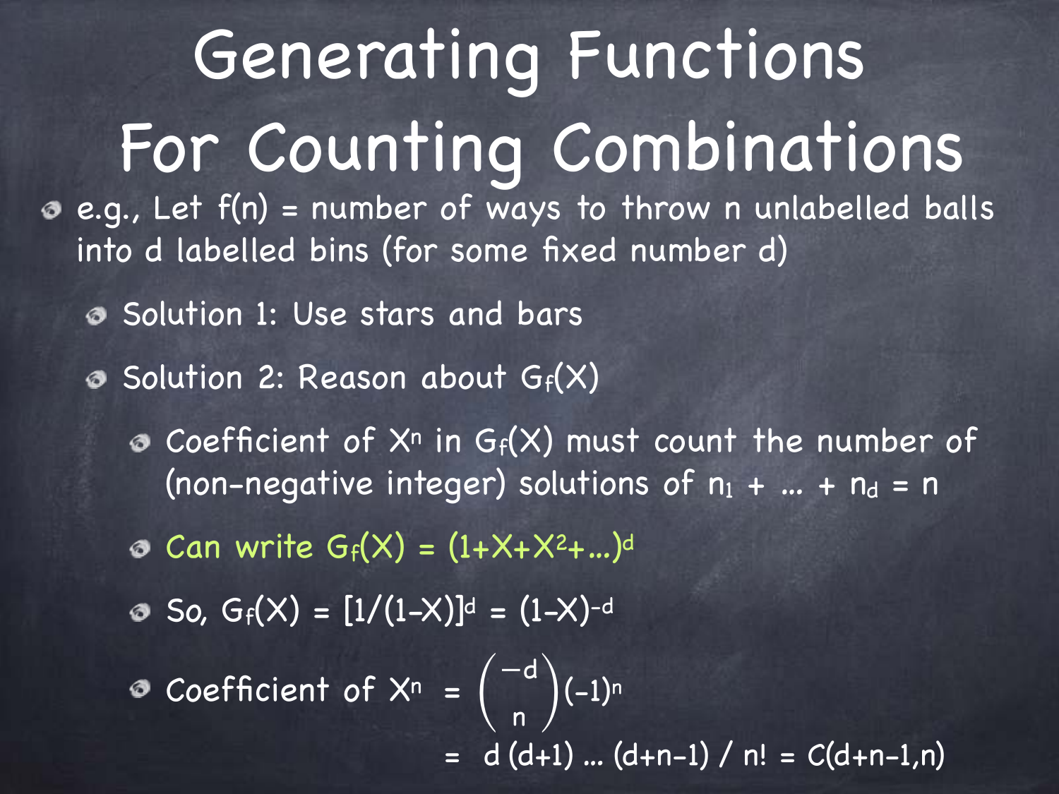# Generating Functions For Counting Combinations

- e.g., Let $f(n)$ = number of ways to throw n unlabelled balls into d labelled bins (for some fixed number d)
  - Solution 1: Use stars and bars
  - Solution 2: Reason about $G_f(X)$
    - Coefficient of $X^n$ in $G_f(X)$ must count the number of (non-negative integer) solutions of $n_1 + \ldots + n_d = n$
    - Can write $G_f(X) = (1+X+X^2+\ldots)^d$
    - So, $G_f(X) = [1/(1-X)]^d = (1-X)^{-d}$
    - Coefficient of $X^n$ $= \binom{-d}{n}(-1)^n$

      $= d\,(d+1) \ldots (d+n-1) / n! = C(d+n-1,n)$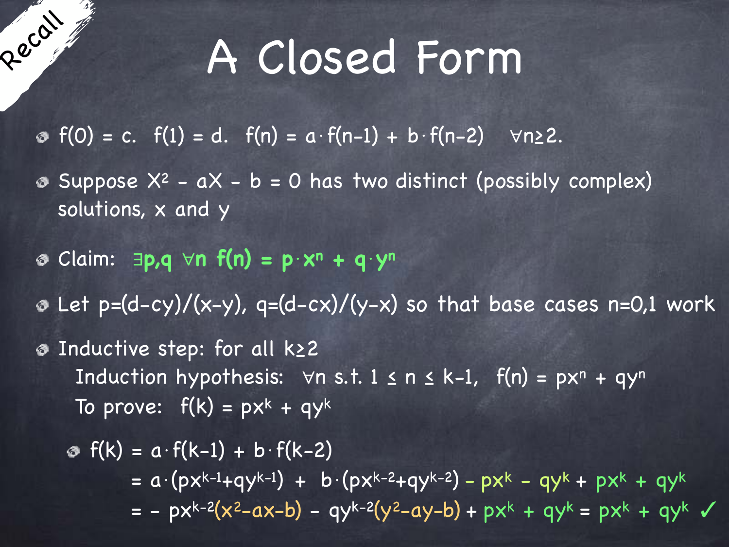Recall

# A Closed Form

- $f(0) = c$. $f(1) = d$. $f(n) = a \cdot f(n-1) + b \cdot f(n-2)$ $\forall n \geq 2$.
- Suppose $X^2 - aX - b = 0$ has two distinct (possibly complex) solutions, $x$ and $y$
- Claim: $\exists p,q \; \forall n \; f(n) = p \cdot x^n + q \cdot y^n$
- Let $p=(d-cy)/(x-y)$, $q=(d-cx)/(y-x)$ so that base cases $n=0,1$ work
- Inductive step: for all $k \geq 2$

  Induction hypothesis: $\forall n$ s.t. $1 \leq n \leq k-1$, $f(n) = px^n + qy^n$

  To prove: $f(k) = px^k + qy^k$

  - $$\begin{aligned} f(k) &= a \cdot f(k-1) + b \cdot f(k-2) \\ &= a \cdot (px^{k-1}+qy^{k-1}) + b \cdot (px^{k-2}+qy^{k-2}) - px^k - qy^k + px^k + qy^k \\ &= - px^{k-2}(x^2-ax-b) - qy^{k-2}(y^2-ay-b) + px^k + qy^k = px^k + qy^k \; ✓ \end{aligned}$$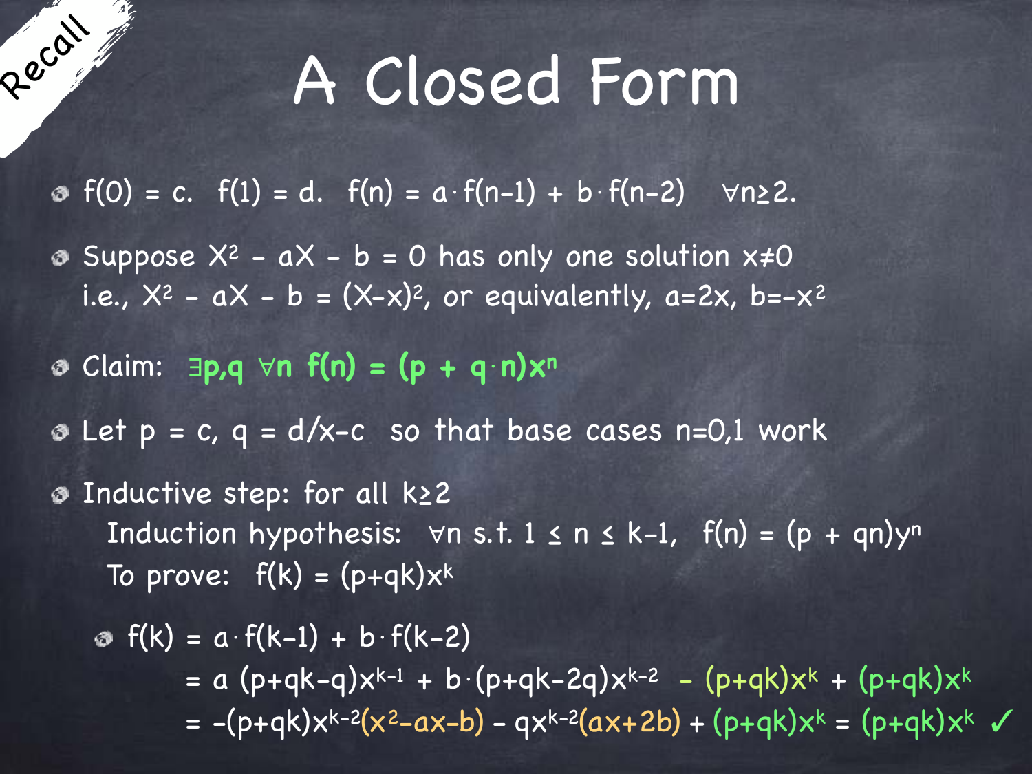Recall

# A Closed Form

- $f(0) = c$. $f(1) = d$. $f(n) = a \cdot f(n-1) + b \cdot f(n-2)$ $\forall n \geq 2$.
- Suppose $X^2 - aX - b = 0$ has only one solution $x \neq 0$
  i.e., $X^2 - aX - b = (X-x)^2$, or equivalently, $a=2x$, $b=-x^2$
- Claim: $\exists p,q \; \forall n \; f(n) = (p + q \cdot n)x^n$
- Let $p = c$, $q = d/x - c$ so that base cases $n=0,1$ work
- Inductive step: for all $k \geq 2$
  Induction hypothesis: $\forall n$ s.t. $1 \leq n \leq k-1$, $f(n) = (p + qn)y^n$
  To prove: $f(k) = (p+qk)x^k$
  - $f(k) = a \cdot f(k-1) + b \cdot f(k-2)$
    $= a\,(p+qk-q)x^{k-1} + b \cdot (p+qk-2q)x^{k-2} - (p+qk)x^k + (p+qk)x^k$
    $= -(p+qk)x^{k-2}(x^2-ax-b) - qx^{k-2}(ax+2b) + (p+qk)x^k = (p+qk)x^k$ ✓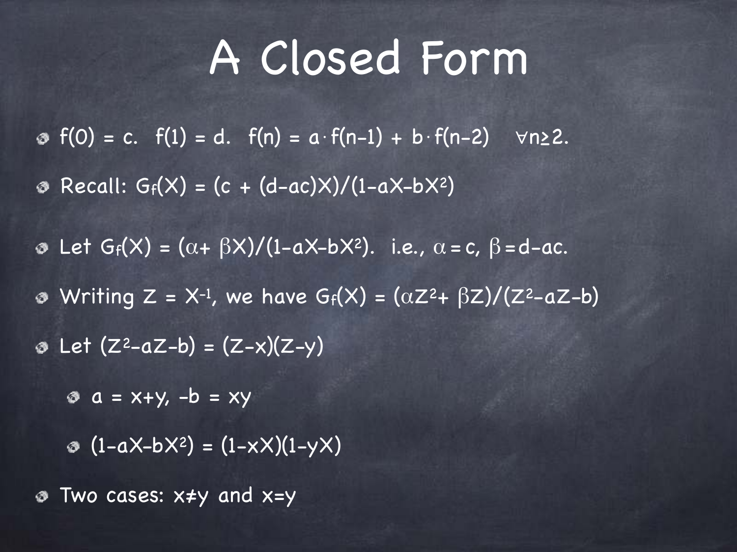# A Closed Form

- $f(0) = c$. $f(1) = d$. $f(n) = a \cdot f(n-1) + b \cdot f(n-2) \quad \forall n \geq 2$.
- Recall: $G_f(X) = (c + (d-ac)X)/(1-aX-bX^2)$
- Let $G_f(X) = (\alpha + \beta X)/(1-aX-bX^2)$. i.e., $\alpha = c$, $\beta = d-ac$.
- Writing $Z = X^{-1}$, we have $G_f(X) = (\alpha Z^2 + \beta Z)/(Z^2 - aZ - b)$
- Let $(Z^2 - aZ - b) = (Z-x)(Z-y)$
  - $a = x+y$, $-b = xy$
  - $(1-aX-bX^2) = (1-xX)(1-yX)$
- Two cases: $x \neq y$ and $x = y$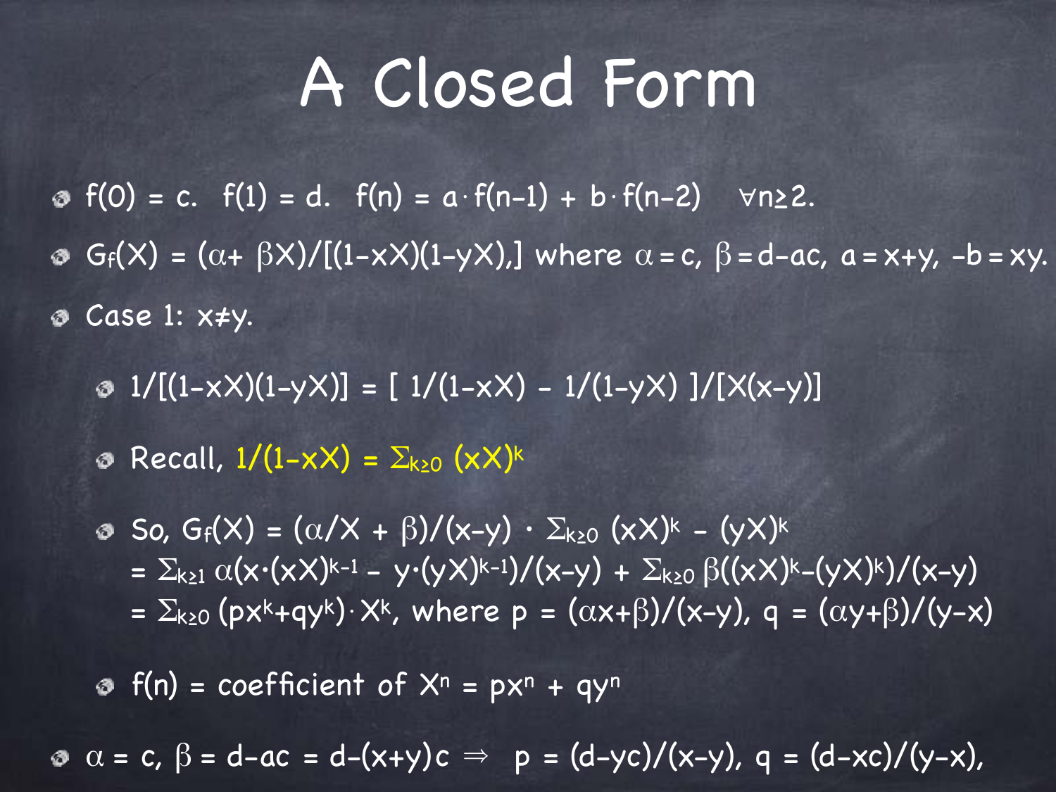# A Closed Form

- $f(0) = c$. $f(1) = d$. $f(n) = a \cdot f(n-1) + b \cdot f(n-2) \quad \forall n \geq 2$.
- $G_f(X) = (\alpha + \beta X)/[(1-xX)(1-yX),]$ where $\alpha = c$, $\beta = d-ac$, $a = x+y$, $-b = xy$.
- Case 1: $x \neq y$.
  - $1/[(1-xX)(1-yX)] = [\ 1/(1-xX) - 1/(1-yX)\ ]/[X(x-y)]$
  - Recall, $1/(1-xX) = \Sigma_{k\geq0}\,(xX)^k$
  - So, $G_f(X) = (\alpha/X + \beta)/(x-y) \cdot \Sigma_{k\geq0}\,(xX)^k - (yX)^k$
    $= \Sigma_{k\geq1}\,\alpha(x\cdot(xX)^{k-1} - y\cdot(yX)^{k-1})/(x-y) + \Sigma_{k\geq0}\,\beta((xX)^k-(yX)^k)/(x-y)$
    $= \Sigma_{k\geq0}\,(px^k+qy^k)\cdot X^k$, where $p = (\alpha x+\beta)/(x-y)$, $q = (\alpha y+\beta)/(y-x)$
  - $f(n) =$ coefficient of $X^n = px^n + qy^n$
- $\alpha = c$, $\beta = d-ac = d-(x+y)c \Rightarrow\ p = (d-yc)/(x-y)$, $q = (d-xc)/(y-x)$,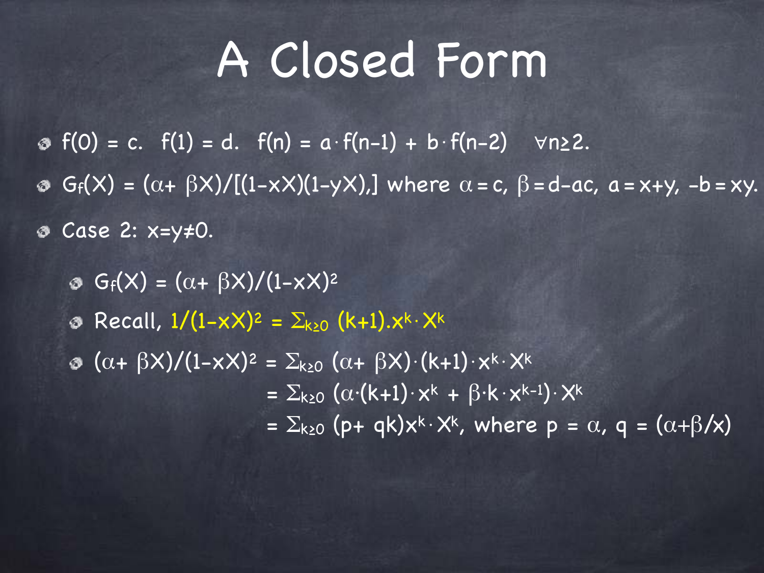# A Closed Form

- $f(0) = c$. $f(1) = d$. $f(n) = a \cdot f(n-1) + b \cdot f(n-2) \quad \forall n \geq 2$.
- $G_f(X) = (\alpha + \beta X)/[(1-xX)(1-yX),]$ where $\alpha = c$, $\beta = d - ac$, $a = x+y$, $-b = xy$.
- Case 2: $x=y\neq 0$.
  - $G_f(X) = (\alpha + \beta X)/(1-xX)^2$
  - Recall, $1/(1-xX)^2 = \Sigma_{k\geq 0}\ (k+1).x^k \cdot X^k$
  - $(\alpha + \beta X)/(1-xX)^2 = \Sigma_{k\geq 0}\ (\alpha + \beta X)\cdot(k+1)\cdot x^k \cdot X^k$

    $= \Sigma_{k\geq 0}\ (\alpha\cdot(k+1)\cdot x^k + \beta \cdot k \cdot x^{k-1})\cdot X^k$

    $= \Sigma_{k\geq 0}\ (p + qk)x^k \cdot X^k$, where $p = \alpha$, $q = (\alpha + \beta/x)$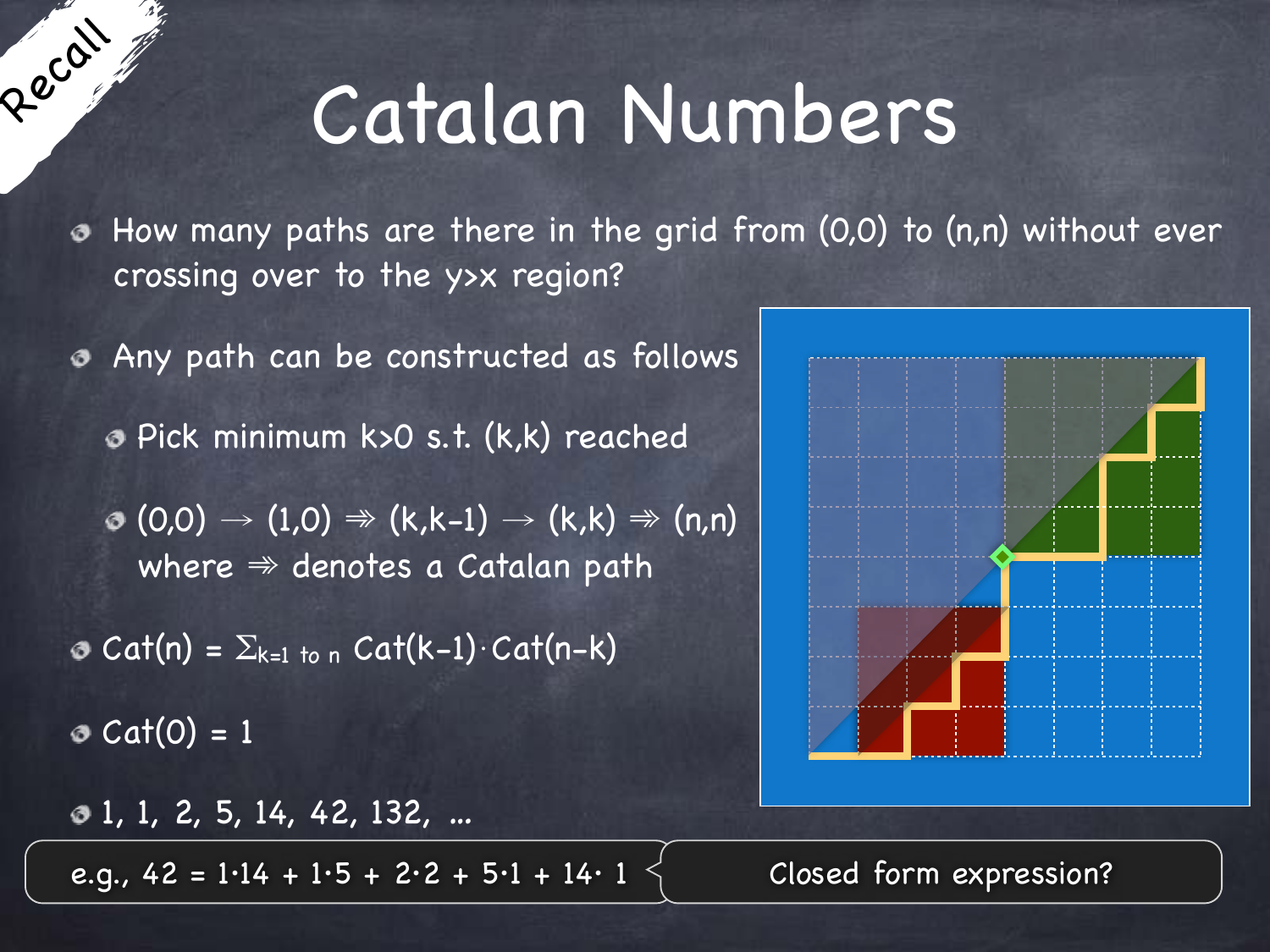Recall

# Catalan Numbers

- How many paths are there in the grid from (0,0) to (n,n) without ever crossing over to the y>x region?
- Any path can be constructed as follows
  - Pick minimum k>0 s.t. (k,k) reached
  - $(0,0) \rightarrow (1,0) \Rrightarrow (k,k-1) \rightarrow (k,k) \Rrightarrow (n,n)$ where $\Rrightarrow$ denotes a Catalan path
- $\text{Cat}(n) = \sum_{k=1 \text{ to } n} \text{Cat}(k-1)\cdot\text{Cat}(n-k)$
- $\text{Cat}(0) = 1$
- 1, 1, 2, 5, 14, 42, 132, ...

e.g., $42 = 1\cdot14 + 1\cdot5 + 2\cdot2 + 5\cdot1 + 14\cdot 1$

Closed form expression?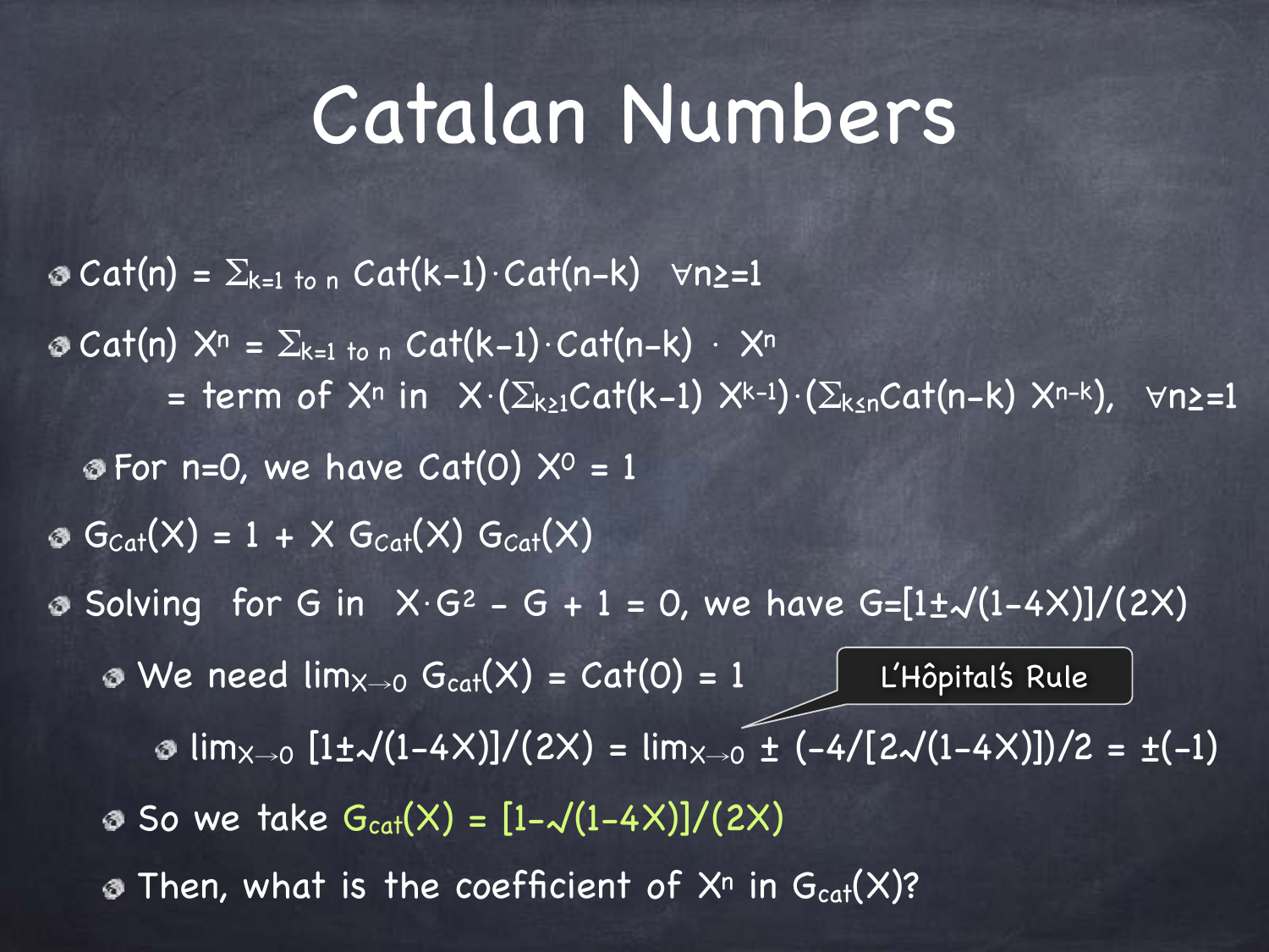# Catalan Numbers

- $Cat(n) = \Sigma_{k=1 \text{ to } n} Cat(k-1) \cdot Cat(n-k) \quad \forall n \geq 1$
- $Cat(n) X^n = \Sigma_{k=1 \text{ to } n} Cat(k-1) \cdot Cat(n-k) \cdot X^n$

  $= \text{term of } X^n \text{ in } X \cdot (\Sigma_{k \geq 1} Cat(k-1) X^{k-1}) \cdot (\Sigma_{k \leq n} Cat(n-k) X^{n-k}), \quad \forall n \geq 1$
  - For n=0, we have $Cat(0) X^0 = 1$
- $G_{Cat}(X) = 1 + X\, G_{Cat}(X)\, G_{Cat}(X)$
- Solving for G in $X \cdot G^2 - G + 1 = 0$, we have $G = [1 \pm \sqrt{(1-4X)}]/(2X)$
  - We need $\lim_{X \to 0} G_{cat}(X) = Cat(0) = 1$
    - $\lim_{X \to 0} [1 \pm \sqrt{(1-4X)}]/(2X) = \lim_{X \to 0} \pm (-4/[2\sqrt{(1-4X)}])/2 = \pm(-1)$

      L'Hôpital's Rule
  - So we take $G_{cat}(X) = [1 - \sqrt{(1-4X)}]/(2X)$
  - Then, what is the coefficient of $X^n$ in $G_{cat}(X)$?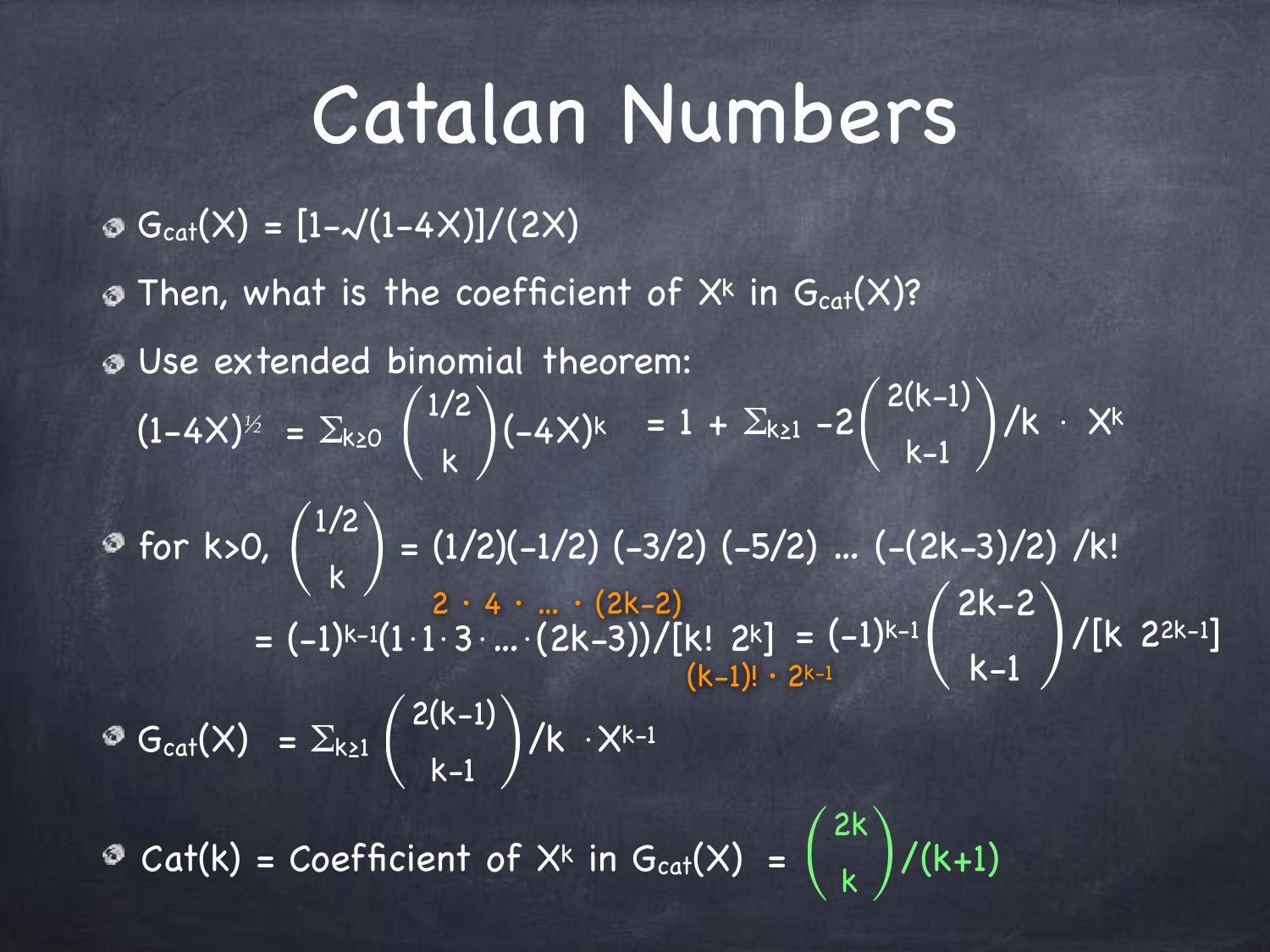# Catalan Numbers

- $G_{cat}(X) = [1-\sqrt{(1-4X)}]/(2X)$
- Then, what is the coefficient of $X^k$ in $G_{cat}(X)$?
- Use extended binomial theorem:

$$(1-4X)^{1/2} = \Sigma_{k\geq 0} \binom{1/2}{k}(-4X)^k = 1 + \Sigma_{k\geq 1} -2\binom{2(k-1)}{k-1}/k \cdot X^k$$

- for k>0, $\binom{1/2}{k} = (1/2)(-1/2)\ (-3/2)\ (-5/2)\ \ldots\ (-(2k-3)/2)\ /k!$

$$= (-1)^{k-1}(1 \cdot 1 \cdot 3 \cdot \ldots \cdot (2k-3))/[k!\ 2^k] = (-1)^{k-1}\binom{2k-2}{k-1}/[k\ 2^{2k-1}]$$

$$2 \cdot 4 \cdot \ldots \cdot (2k-2)$$

$$(k-1)! \cdot 2^{k-1}$$

- $G_{cat}(X) = \Sigma_{k\geq 1} \binom{2(k-1)}{k-1}/k \cdot X^{k-1}$
- $Cat(k)$ = Coefficient of $X^k$ in $G_{cat}(X)$ = $\binom{2k}{k}/(k+1)$